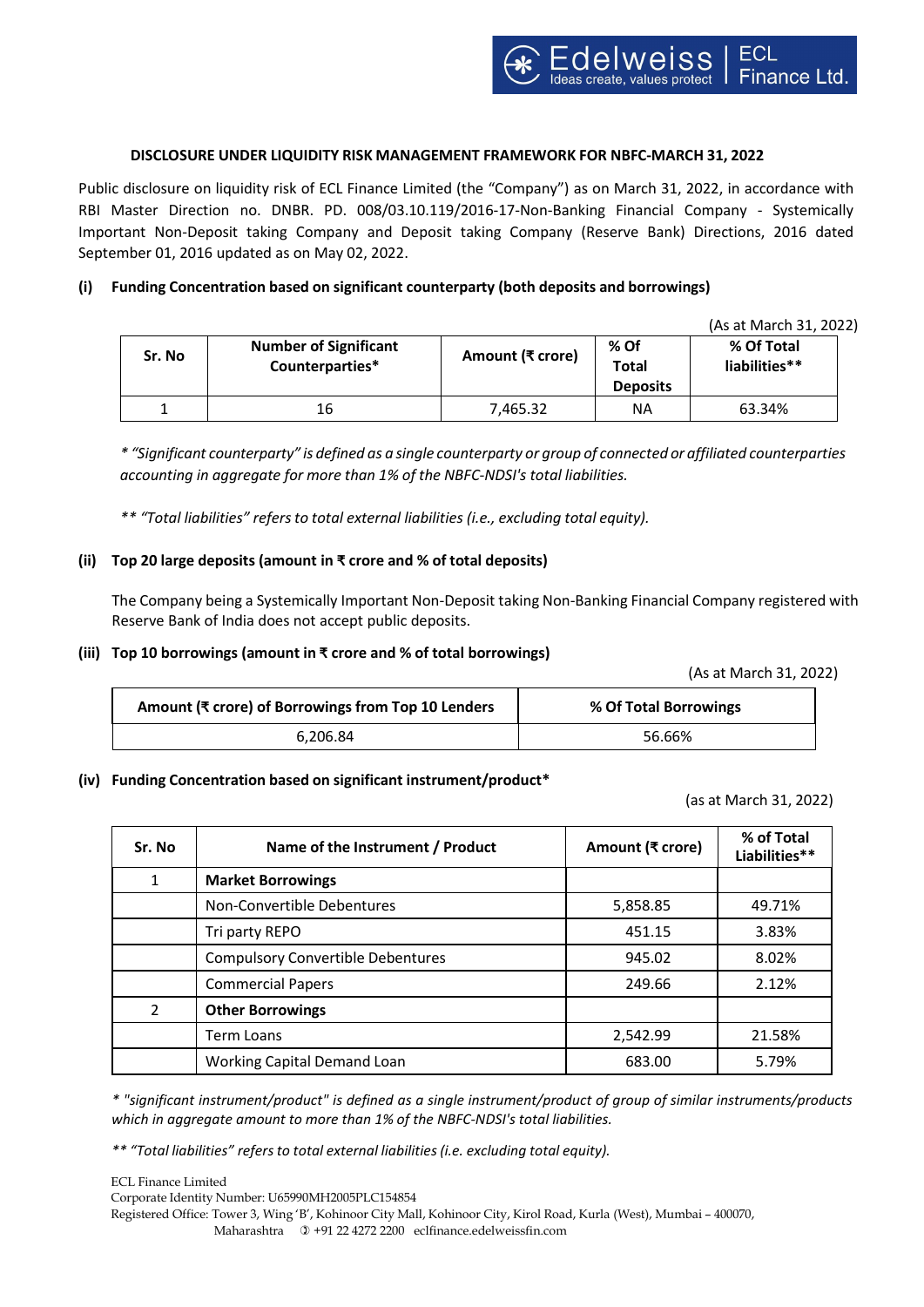**DISCLOSURE UNDER LIQUIDITY RISK MANAGEMENT FRAMEWORK FOR NBFC-MARCH 31, 2022**

Public disclosure on liquidity risk of ECL Finance Limited (the "Company") as on March 31, 2022, in accordance with RBI Master Direction no. DNBR. PD. 008/03.10.119/2016-17-Non-Banking Financial Company - Systemically Important Non-Deposit taking Company and Deposit taking Company (Reserve Bank) Directions, 2016 dated September 01, 2016 updated as on May 02, 2022.

**(i) Funding Concentration based on significant counterparty (both deposits and borrowings)**

(As at March 31, 2022)

| Sr. No | Number of Significant Counterparties* | Amount (₹ crore) | % Of Total Deposits | % Of Total liabilities** |
|---|---|---|---|---|
| 1 | 16 | 7,465.32 | NA | 63.34% |

*\* "Significant counterparty" is defined as a single counterparty or group of connected or affiliated counterparties accounting in aggregate for more than 1% of the NBFC-NDSI's total liabilities.*

*\*\* "Total liabilities" refers to total external liabilities (i.e., excluding total equity).*

**(ii) Top 20 large deposits (amount in ₹ crore and % of total deposits)**

The Company being a Systemically Important Non-Deposit taking Non-Banking Financial Company registered with Reserve Bank of India does not accept public deposits.

**(iii) Top 10 borrowings (amount in ₹ crore and % of total borrowings)**

(As at March 31, 2022)

| Amount (₹ crore) of Borrowings from Top 10 Lenders | % Of Total Borrowings |
|---|---|
| 6,206.84 | 56.66% |

**(iv) Funding Concentration based on significant instrument/product\***

(as at March 31, 2022)

| Sr. No | Name of the Instrument / Product | Amount (₹ crore) | % of Total Liabilities** |
|---|---|---|---|
| 1 | **Market Borrowings** | | |
| | Non-Convertible Debentures | 5,858.85 | 49.71% |
| | Tri party REPO | 451.15 | 3.83% |
| | Compulsory Convertible Debentures | 945.02 | 8.02% |
| | Commercial Papers | 249.66 | 2.12% |
| 2 | **Other Borrowings** | | |
| | Term Loans | 2,542.99 | 21.58% |
| | Working Capital Demand Loan | 683.00 | 5.79% |

*\* "significant instrument/product" is defined as a single instrument/product of group of similar instruments/products which in aggregate amount to more than 1% of the NBFC-NDSI's total liabilities.*

*\*\* "Total liabilities" refers to total external liabilities (i.e. excluding total equity).*

ECL Finance Limited
Corporate Identity Number: U65990MH2005PLC154854
Registered Office: Tower 3, Wing 'B', Kohinoor City Mall, Kohinoor City, Kirol Road, Kurla (West), Mumbai – 400070, Maharashtra ✆ +91 22 4272 2200 eclfinance.edelweissfin.com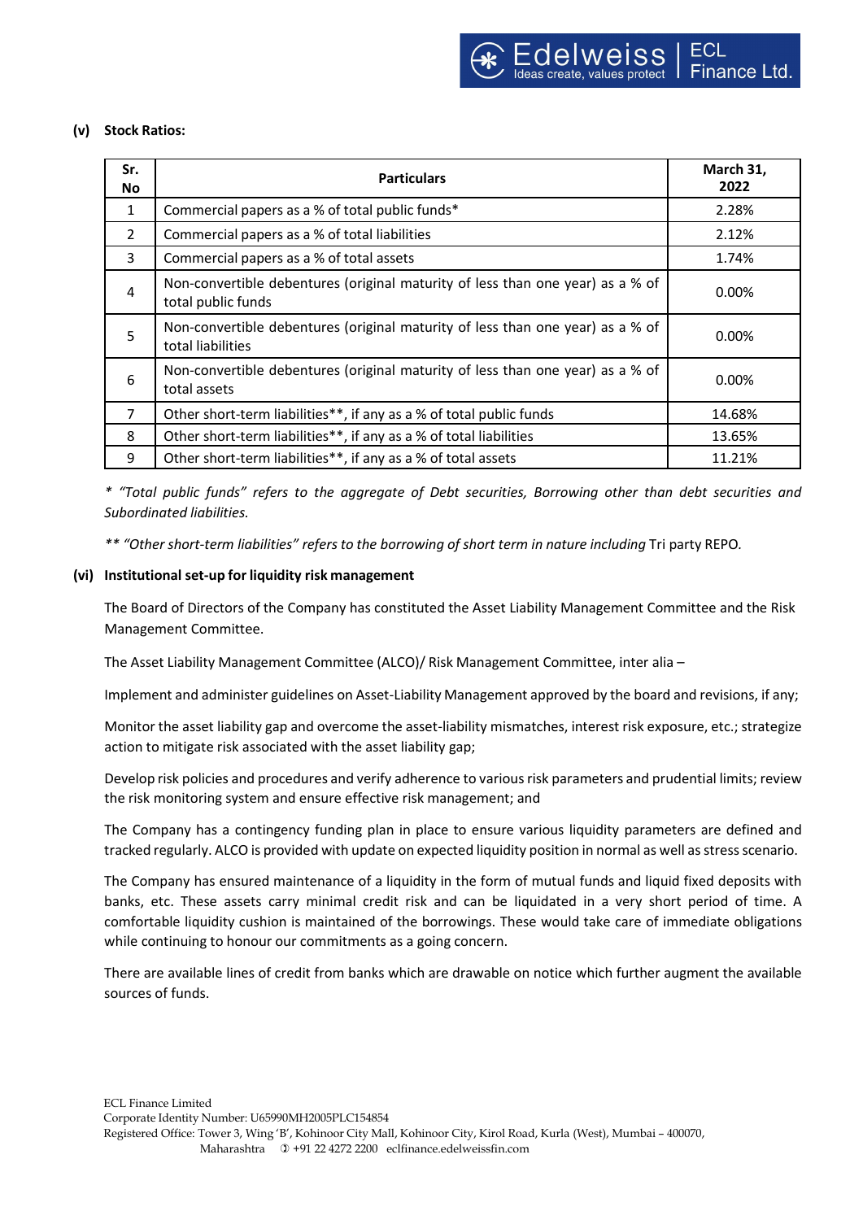**(v) Stock Ratios:**

| Sr. No | Particulars | March 31, 2022 |
|---|---|---|
| 1 | Commercial papers as a % of total public funds* | 2.28% |
| 2 | Commercial papers as a % of total liabilities | 2.12% |
| 3 | Commercial papers as a % of total assets | 1.74% |
| 4 | Non-convertible debentures (original maturity of less than one year) as a % of total public funds | 0.00% |
| 5 | Non-convertible debentures (original maturity of less than one year) as a % of total liabilities | 0.00% |
| 6 | Non-convertible debentures (original maturity of less than one year) as a % of total assets | 0.00% |
| 7 | Other short-term liabilities**, if any as a % of total public funds | 14.68% |
| 8 | Other short-term liabilities**, if any as a % of total liabilities | 13.65% |
| 9 | Other short-term liabilities**, if any as a % of total assets | 11.21% |

*\* "Total public funds" refers to the aggregate of Debt securities, Borrowing other than debt securities and Subordinated liabilities.*

*\*\* "Other short-term liabilities" refers to the borrowing of short term in nature including* Tri party REPO.

**(vi) Institutional set-up for liquidity risk management**

The Board of Directors of the Company has constituted the Asset Liability Management Committee and the Risk Management Committee.

The Asset Liability Management Committee (ALCO)/ Risk Management Committee, inter alia –

Implement and administer guidelines on Asset-Liability Management approved by the board and revisions, if any;

Monitor the asset liability gap and overcome the asset-liability mismatches, interest risk exposure, etc.; strategize action to mitigate risk associated with the asset liability gap;

Develop risk policies and procedures and verify adherence to various risk parameters and prudential limits; review the risk monitoring system and ensure effective risk management; and

The Company has a contingency funding plan in place to ensure various liquidity parameters are defined and tracked regularly. ALCO is provided with update on expected liquidity position in normal as well as stress scenario.

The Company has ensured maintenance of a liquidity in the form of mutual funds and liquid fixed deposits with banks, etc. These assets carry minimal credit risk and can be liquidated in a very short period of time. A comfortable liquidity cushion is maintained of the borrowings. These would take care of immediate obligations while continuing to honour our commitments as a going concern.

There are available lines of credit from banks which are drawable on notice which further augment the available sources of funds.